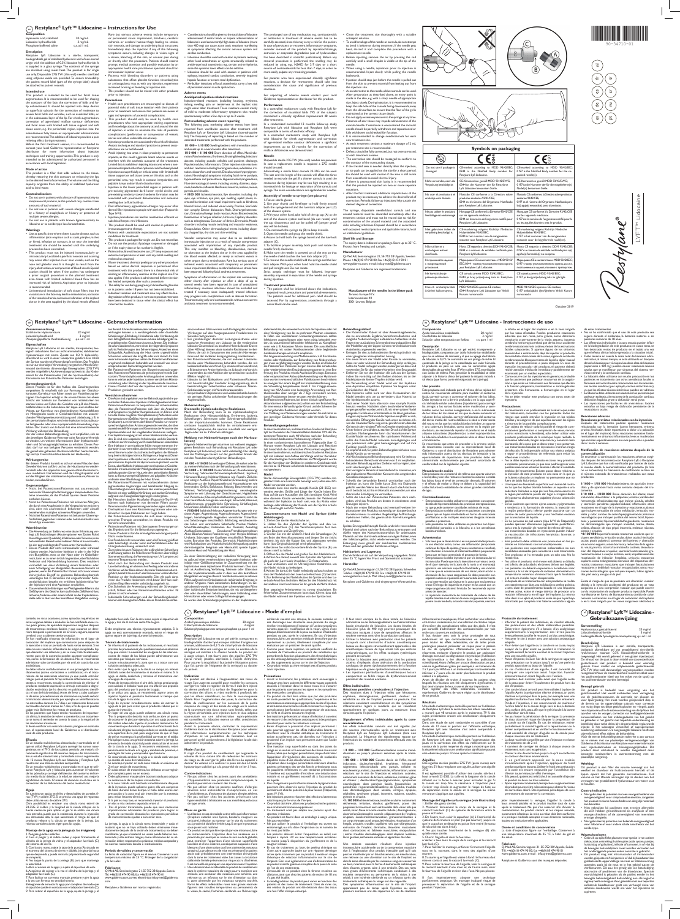# Restylane® Lyft™ Lidocaine – Instructions for Use

**Composition**

| | |
|---|---|
| Hyaluronic acid, stabilized | 20 mg/mL |
| Lidocaine hydrochloride | 3 mg/mL |
| Phosphate buffered saline | q.s. ad 1 mL |

**Description**

Restylane Lyft Lidocaine is a sterile, transparent, biodegradable gel of stabilized hyaluronic acid of non-animal origin with the addition of 0.3% lidocaine hydrochloride. It is supplied in a glass syringe. The contents of the syringe are sterilized using moist heat. The product is for single use only. Disposable 27G TW (thin wall) needles sterilized using ethylene oxide are provided. To ensure traceability the patient record label (part of the syringe label) should be attached to patient records.

**Intended use**

This product is intended to be used for facial tissue augmentation. It is recommended to be used for shaping the contours of the face, the correction of folds and for lip enhancement. It should be injected into deep dermis to superficial subcutis for the correction of moderate to severe facial folds and wrinkles, such as nasolabial folds, or in the submucosal layer of the lip. For cheek augmentation, correction of age-related midface contour deficiencies and facial areas with limited soft tissue coverage, injection into the subcutaneous fatty tissue or supraperiosteal administration are recommended. The lidocaine is included to provide a relieving effect during treatment.

Before the first treatment session, it is recommended to contact your local Galderma representative or Restylane distributor for more information about injection techniques and training opportunities. This product is only intended to be administered by authorized personnel in accordance with local legislation.

**Mode of action**

This product is a filler that adds volume to the tissue, thereby restoring the skin contours or enhancing the lips to the desired level of correction. The volume and the lifting capacity originate from the ability of stabilized hyaluronic acid to bind water.

**Contraindications**

- Do not use in patients with a history of hypersensitivity to streptococcal proteins, as the product may contain trace amounts of such material.
- Do not use in patients with severe allergies manifested by a history of anaphylaxis or history or presence of multiple severe allergies.
- Do not use in patients with known hypersensitivity to lidocaine or to amide-type local anesthetics.

**Warnings**

- Use at specific sites where there is active disease, such as inflammation (skin eruption such as cysts, pimples, rashes or hives), infection or tumours, in or near the intended treatment site should be avoided until the underlying process has been controlled.
- This product must not be injected intravascularly or intramuscularly.
- Unintentional introduction of soft tissue fillers into the vasculature in the face may lead to embolization, occlusion of the vessels, ischemia, necrosis or infarction at the implant site or in the areas supplied by the blood vessels affected. Rare but serious adverse events include temporary or permanent vision impairment, blindness, cerebral ischemia or cerebral hemorrhage leading to stroke, skin necrosis, and damage to underlying facial structures. Immediately stop the injection if any of the following symptoms occurs, including changes in vision, signs of a stroke, blanching of the skin, or unusual pain during or shortly after the procedure. Patients should receive prompt medical attention and possibly evaluation by an appropriate health care practitioner specialist should an intravascular injection occur.
- Patients with bleeding disorders or patients taking substances that affect platelet function, thrombolytics or anticoagulants may, as with any injection, experience increased bruising or bleeding at injection site.
- This product should not be mixed with other products prior to injection.

**Precautions**

- Health care practitioners are encouraged to discuss all potential risks of soft tissue injection with their patients prior to treatment and ensure that patients are aware of signs and symptoms of potential complications.
- This product should only be used by health care practitioners who have appropriate training, experience, and knowledge about the anatomy at and around the site of injection in order to minimize the risks of potential complications (perforation or compression of vessels, nerves and other vulnerable structures).
- Injection procedures are associated with a risk of infection. Aseptic technique and standard practice to prevent cross-infections are to be followed.
- Avoid injecting into areas in close proximity to permanent implants, as this could aggravate latent adverse events or interfere with the aesthetic outcome of the treatment. Limited data is available on injecting into an area where a non-permanent implant other than hyaluronic acid has been placed.
- Injection too superficially or in facial areas with limited soft tissue support or soft tissue cover or thin skin, such as the periorbital region, may result in contour irregularities and palpable lumps and/or bluish discolouration.
- Post inflammatory pigmentation changes may occur after dermal filler injections in people with dark skin (Fitzpatrick Type IV-VI).
- Injection procedures can lead to reactivation of latent or subclinical herpes viral infections.
- This product should be used with caution in patients on immunosuppressive therapy.
- Patients with unattainable expectations are not suitable candidates for treatment.
- This product is for single use only. Do not resterilize.
- Do not use the product if package is opened or damaged, or if the expiry date or lot number is illegible.
- Patients should avoid excessive sun, UV lamp exposure and extreme temperatures at least until any initial swelling and redness has resolved.
- If laser treatment, chemical peeling or any other procedure based on active dermal response is performed after treatment with this product there is a theoretical risk of eliciting an inflammatory reaction at the implant site. This also applies if the product is administered before the skin has healed completely after such a procedure.
- The safety for use during pregnancy or breastfeeding, or in patients under 18 years has not been established.
- Individual variation and treatment area may affect the biodegradation of this product. In rare cases product remnants have been detected in tissue when the clinical effect has returned to baseline.
- Consideration should be given to the total dose of lidocaine administered if dental block or topical administration of lidocaine is used concurrently. High doses of lidocaine (more than 400 mg) can cause acute toxic reactions manifesting as symptoms affecting the central nervous system and cardiac conduction.
- Lidocaine should be used with caution in patients receiving other local anaesthetics or agents structurally related to amide-type local anesthetics, e.g. certain anti-arrhythmics, since the systemic toxic effects can be additive.
- Lidocaine should be used with caution in patients with epilepsy, impaired cardiac conduction, severely impaired hepatic function or severe renal dysfunction.
- Periocular injections of local anesthetics carry a low risk of persistent ocular muscle dysfunction.

**Adverse events**

*Anticipated injection-related reactions*

Injection-related reactions (including bruising, erythema, itching, swelling, pain or tenderness at the implant site) might occur after treatment. These reactions can be mild to moderate inflammatory symptoms that resolve spontaneously within 1 day up to 2 weeks.

*Post marketing adverse event reporting*

The following post marketing adverse events have been reported from worldwide sources after treatment with Restylane Lyft or Restylane Lyft Lidocaine (non-exhaustive list). The frequency of reporting is based on the number of estimated treatments performed with the products.

**Performance**

**Needle**

**Assembly of needle to syringe**

**Treatment procedure**

**Shelf life and storage**

**Manufacturer**

Q-Med AB, Seminariegatan 21, SE-752 28 Uppsala, Sweden
Tel +46(0)18 474 90 00, Fax +46(0)18 474 90 01
www.galderma.com

Restylane and Galderma are registered trademarks.

Manufacturer of the needles in the blister pack
Terumo Europe N.V.
Interleuvenlaan 40
3001 Leuven, Belgium

October 2019

## Symbols on packaging

| | | | |
|---|---|---|---|
| Do not use if package is damaged | CE-marked according to MDD 93/42/EEC, 0344 is the Notified Body number for Restylane Lyft Lidocaine. | | CE-marked according to MDD 93/42/EEC, 0197 is the Notified Body number for the syringe packed needle(s). |

# Restylane® Lyft™ Lidocaine - Gebrauchsanweisung

**Zusammensetzung**

| | |
|---|---|
| Stabilisierte Hyaluronsäure | 20 mg/ml |
| Lidocainhydrochlorid | 3 mg/ml |
| Phosphatgepufferte Kochsalzlösung | q.s. ad 1 ml |

# Restylane® Lyft™ Lidocaine - Instrucciones de uso

**Composición**

| | |
|---|---|
| Ácido hialurónico estabilizado | 20 mg/ml |
| Clorhidrato de lidocaína | 3 mg/ml |
| Solución salina tamponada con fosfato | c.s. para 1 ml |

# Restylane® Lyft™ Lidocaine - Mode d'emploi

**Composition**

| | |
|---|---|
| Acide hyaluronique stabilisé | 20 mg/ml |
| Chlorhydrate de lidocaïne | 3 mg/ml |
| Solution physiologique avec tampon phosphate q.s. pour 1 ml | |

# Restylane® Lyft™ Lidocaine - Gebruiksaanwijzing

**Samenstelling**

| | |
|---|---|
| Hyaluronzuur, gestabiliseerd | 20 mg/ml |
| Lidocaïnehydrochloride | 3 mg/ml |
| Fosfaatgebufferde fysiologische zoutoplossing q.s. ad 1 ml | |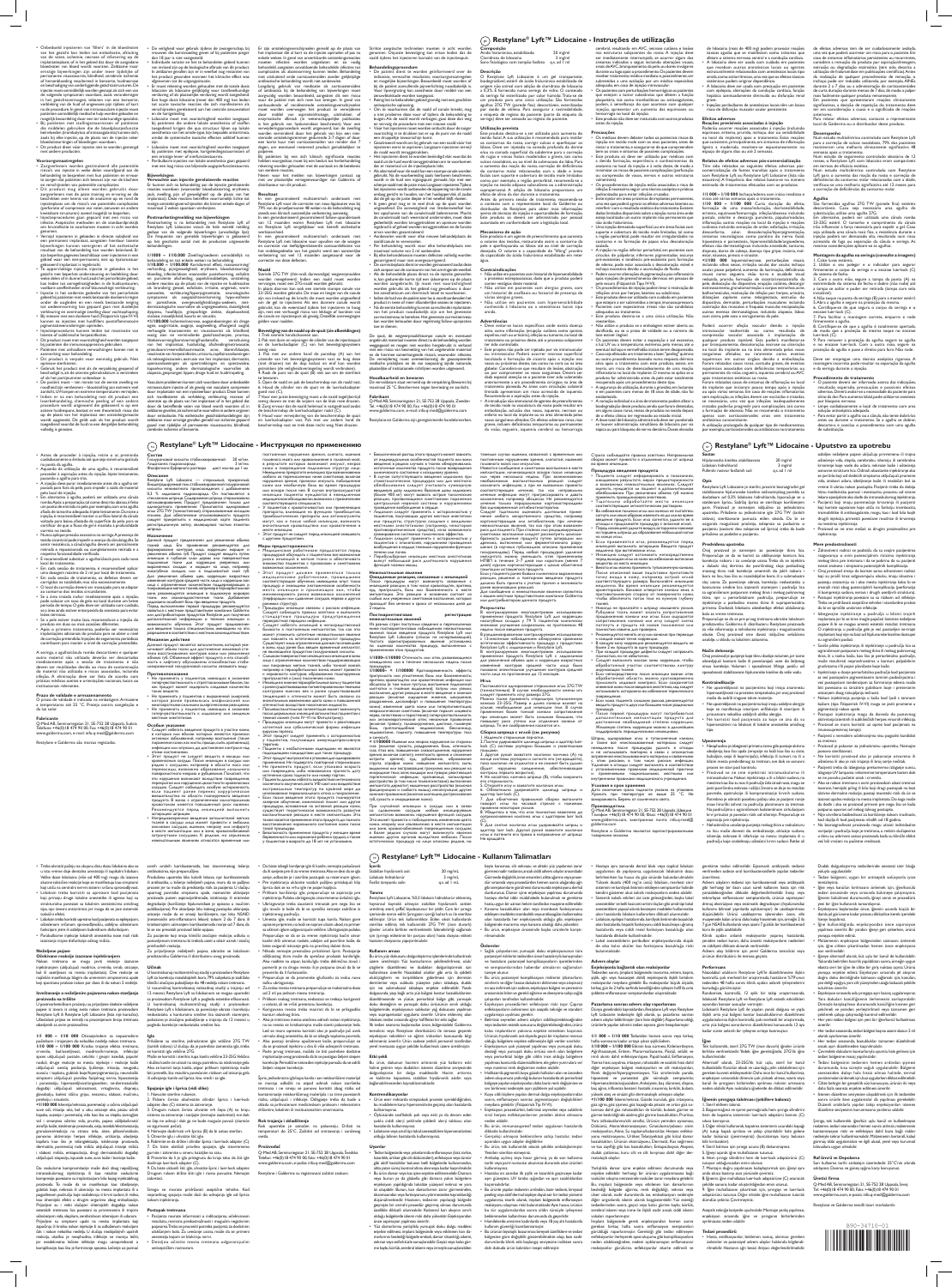# Restylane® Lyft™ Lidocaine - Instruções de utilização

# Restylane® Lyft™ Lidocaine - Инструкция по применению

# Restylane® Lyft™ Lidocaine - Upustvo za upotrebu

# Restylane® Lyft™ Lidocaine - Kullanım Talimatları